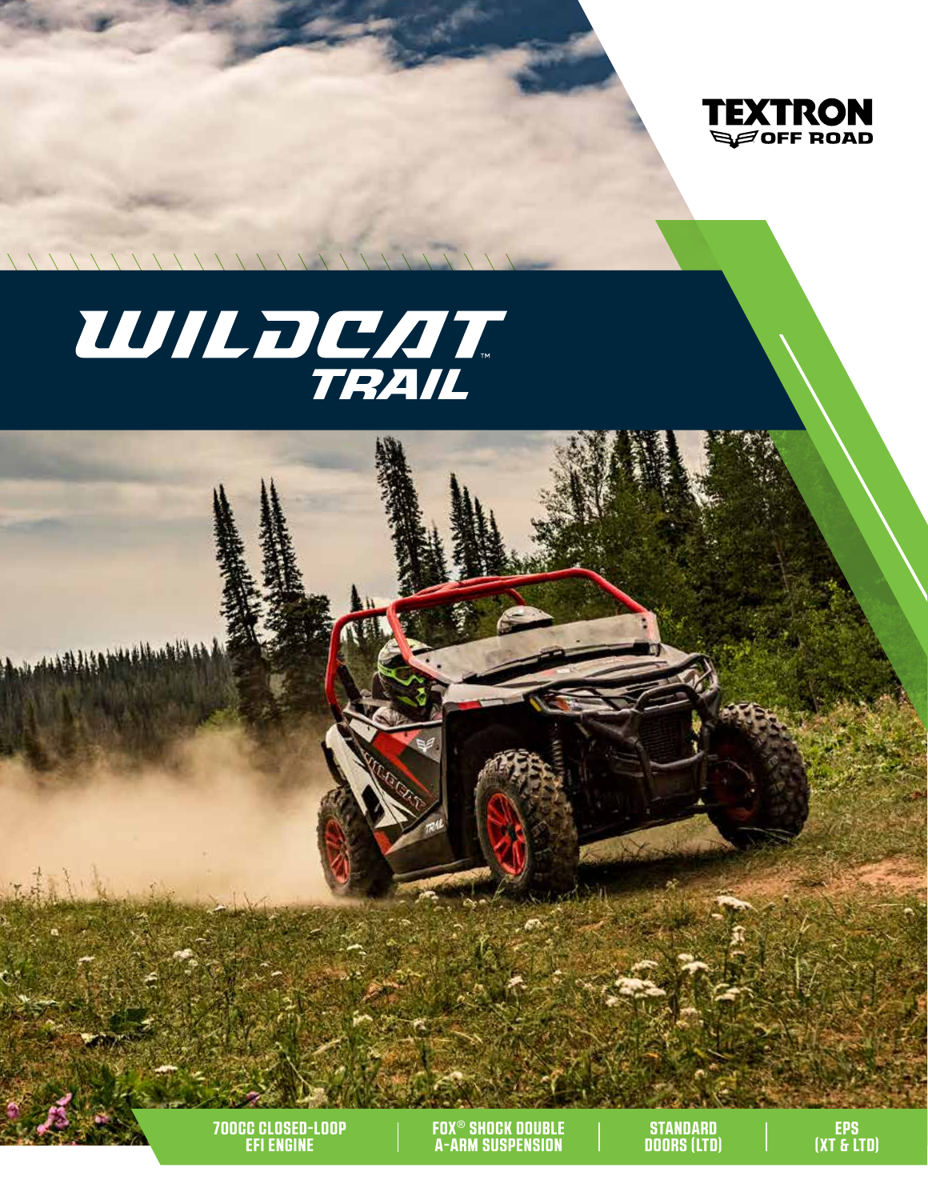TEXTRON OFF ROAD

# WILDCAT™ TRAIL

700CC CLOSED-LOOP EFI ENGINE | FOX® SHOCK DOUBLE A-ARM SUSPENSION | STANDARD DOORS (LTD) | EPS (XT & LTD)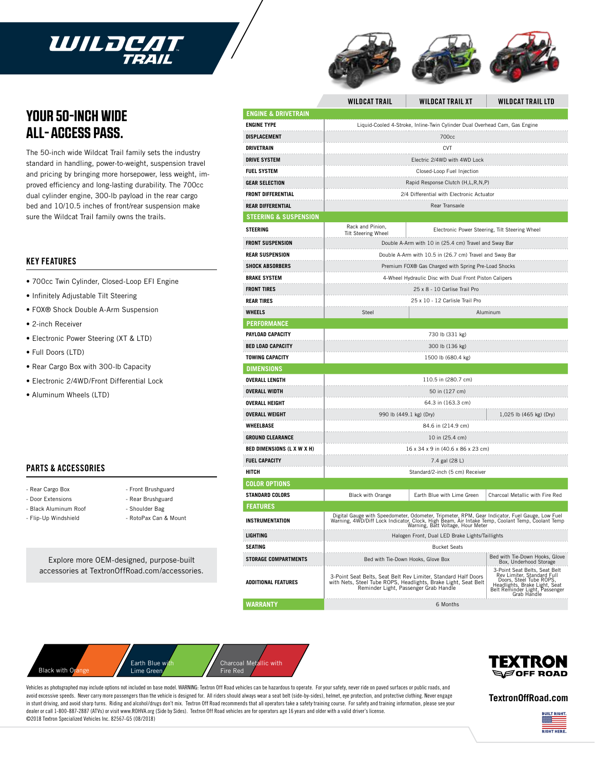# WILDCAT TRAIL

## YOUR 50-INCH WIDE ALL-ACCESS PASS.

The 50-inch wide Wildcat Trail family sets the industry standard in handling, power-to-weight, suspension travel and pricing by bringing more horsepower, less weight, improved efficiency and long-lasting durability. The 700cc dual cylinder engine, 300-lb payload in the rear cargo bed and 10/10.5 inches of front/rear suspension make sure the Wildcat Trail family owns the trails.

### KEY FEATURES

- 700cc Twin Cylinder, Closed-Loop EFI Engine
- Infinitely Adjustable Tilt Steering
- FOX® Shock Double A-Arm Suspension
- 2-inch Receiver
- Electronic Power Steering (XT & LTD)
- Full Doors (LTD)
- Rear Cargo Box with 300-lb Capacity
- Electronic 2/4WD/Front Differential Lock
- Aluminum Wheels (LTD)

### PARTS & ACCESSORIES

- Rear Cargo Box
- Door Extensions
- Black Aluminum Roof
- Flip-Up Windshield
- Front Brushguard
- Rear Brushguard
- Shoulder Bag
- RotoPax Can & Mount

Explore more OEM-designed, purpose-built accessories at TextronOffRoad.com/accessories.

| | WILDCAT TRAIL | WILDCAT TRAIL XT | WILDCAT TRAIL LTD |
|---|---|---|---|
| **ENGINE & DRIVETRAIN** | | | |
| ENGINE TYPE | Liquid-Cooled 4-Stroke, Inline-Twin Cylinder Dual Overhead Cam, Gas Engine | | |
| DISPLACEMENT | 700cc | | |
| DRIVETRAIN | CVT | | |
| DRIVE SYSTEM | Electric 2/4WD with 4WD Lock | | |
| FUEL SYSTEM | Closed-Loop Fuel Injection | | |
| GEAR SELECTION | Rapid Response Clutch (H,L,R,N,P) | | |
| FRONT DIFFERENTIAL | 2/4 Differential with Electronic Actuator | | |
| REAR DIFFERENTIAL | Rear Transaxle | | |
| **STEERING & SUSPENSION** | | | |
| STEERING | Rack and Pinion, Tilt Steering Wheel | Electronic Power Steering, Tilt Steering Wheel | |
| FRONT SUSPENSION | Double A-Arm with 10 in (25.4 cm) Travel and Sway Bar | | |
| REAR SUSPENSION | Double A-Arm with 10.5 in (26.7 cm) Travel and Sway Bar | | |
| SHOCK ABSORBERS | Premium FOX® Gas Charged with Spring Pre-Load Shocks | | |
| BRAKE SYSTEM | 4-Wheel Hydraulic Disc with Dual Front Piston Calipers | | |
| FRONT TIRES | 25 x 8 - 10 Carlise Trail Pro | | |
| REAR TIRES | 25 x 10 - 12 Carlisle Trail Pro | | |
| WHEELS | Steel | Aluminum | |
| **PERFORMANCE** | | | |
| PAYLOAD CAPACITY | 730 lb (331 kg) | | |
| BED LOAD CAPACITY | 300 lb (136 kg) | | |
| TOWING CAPACITY | 1500 lb (680.4 kg) | | |
| **DIMENSIONS** | | | |
| OVERALL LENGTH | 110.5 in (280.7 cm) | | |
| OVERALL WIDTH | 50 in (127 cm) | | |
| OVERALL HEIGHT | 64.3 in (163.3 cm) | | |
| OVERALL WEIGHT | 990 lb (449.1 kg) (Dry) | | 1,025 lb (465 kg) (Dry) |
| WHEELBASE | 84.6 in (214.9 cm) | | |
| GROUND CLEARANCE | 10 in (25.4 cm) | | |
| BED DIMENSIONS (L X W X H) | 16 x 34 x 9 in (40.6 x 86 x 23 cm) | | |
| FUEL CAPACITY | 7.4 gal (28 L) | | |
| HITCH | Standard/2-inch (5 cm) Receiver | | |
| **COLOR OPTIONS** | | | |
| STANDARD COLORS | Black with Orange | Earth Blue with Lime Green | Charcoal Metallic with Fire Red |
| **FEATURES** | | | |
| INSTRUMENTATION | Digital Gauge with Speedometer, Odometer, Tripmeter, RPM, Gear Indicator, Fuel Gauge, Low Fuel Warning, 4WD/Diff Lock Indicator, Clock, High Beam, Air Intake Temp, Coolant Temp, Coolant Temp Warning, Batt Voltage, Hour Meter | | |
| LIGHTING | Halogen Front, Dual LED Brake Lights/Taillights | | |
| SEATING | Bucket Seats | | |
| STORAGE COMPARTMENTS | Bed with Tie-Down Hooks, Glove Box | | Bed with Tie-Down Hooks, Glove Box, Underhood Storage |
| ADDITIONAL FEATURES | 3-Point Seat Belts, Seat Belt Rev Limiter, Standard Half Doors with Nets, Steel Tube ROPS, Headlights, Brake Light, Seat Belt Reminder Light, Passenger Grab Handle | | 3-Point Seat Belts, Seat Belt Rev Limiter, Standard Full Doors, Steel Tube ROPS, Headlights, Brake Light, Seat Belt Reminder Light, Passenger Grab Handle |
| **WARRANTY** | 6 Months | | |

Black with Orange | Earth Blue with Lime Green | Charcoal Metallic with Fire Red

TEXTRON OFF ROAD

TextronOffRoad.com

BUILT RIGHT. RIGHT HERE.

Vehicles as photographed may include options not included on base model. WARNING: Textron Off Road vehicles can be hazardous to operate. For your safety, never ride on paved surfaces or public roads, and avoid excessive speeds. Never carry more passengers than the vehicle is designed for. All riders should always wear a seat belt (side-by-sides), helmet, eye protection, and protective clothing. Never engage in stunt driving, and avoid sharp turns. Riding and alcohol/drugs don't mix. Textron Off Road recommends that all operators take a safety training course. For safety and training information, please see your dealer or call 1-800-887-2887 (ATVs) or visit www.ROHVA.org (Side by Sides). Textron Off Road vehicles are for operators age 16 years and older with a valid driver's license.
©2018 Textron Specialized Vehicles Inc. 82567-G5 (08/2018)